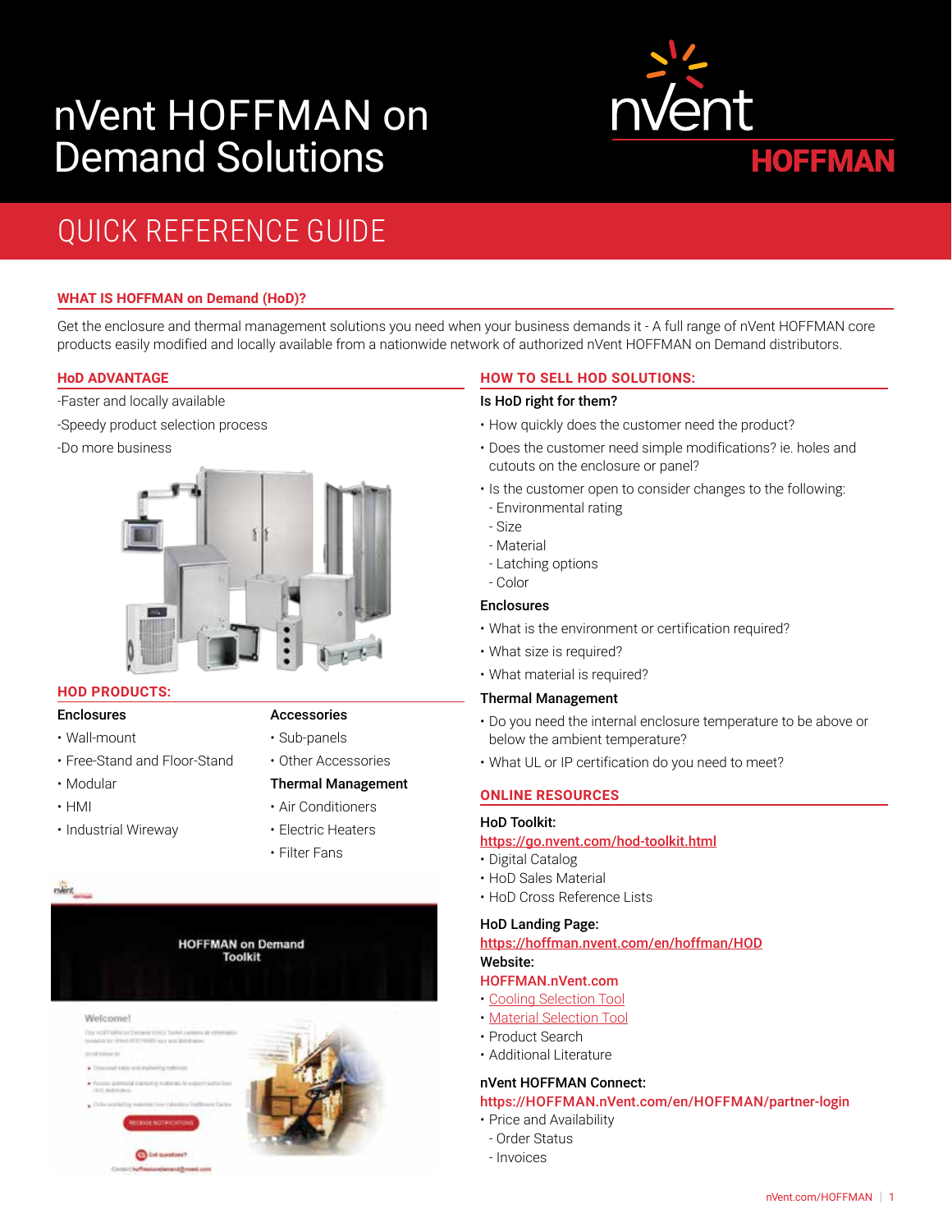# nVent HOFFMAN on Demand Solutions

nVent HOFFMAN

## QUICK REFERENCE GUIDE

### WHAT IS HOFFMAN on Demand (HoD)?

Get the enclosure and thermal management solutions you need when your business demands it - A full range of nVent HOFFMAN core products easily modified and locally available from a nationwide network of authorized nVent HOFFMAN on Demand distributors.

### HoD ADVANTAGE

-Faster and locally available

-Speedy product selection process

-Do more business

### HOD PRODUCTS:

**Enclosures**

- Wall-mount
- Free-Stand and Floor-Stand
- Modular
- HMI
- Industrial Wireway

**Accessories**

- Sub-panels
- Other Accessories

**Thermal Management**

- Air Conditioners
- Electric Heaters
- Filter Fans

### HOW TO SELL HOD SOLUTIONS:

**Is HoD right for them?**

- How quickly does the customer need the product?
- Does the customer need simple modifications? ie. holes and cutouts on the enclosure or panel?
- Is the customer open to consider changes to the following:
  - Environmental rating
  - Size
  - Material
  - Latching options
  - Color

**Enclosures**

- What is the environment or certification required?
- What size is required?
- What material is required?

**Thermal Management**

- Do you need the internal enclosure temperature to be above or below the ambient temperature?
- What UL or IP certification do you need to meet?

### ONLINE RESOURCES

**HoD Toolkit:**

https://go.nvent.com/hod-toolkit.html

- Digital Catalog
- HoD Sales Material
- HoD Cross Reference Lists

**HoD Landing Page:**

https://hoffman.nvent.com/en/hoffman/HOD

**Website:**

HOFFMAN.nVent.com

- Cooling Selection Tool
- Material Selection Tool
- Product Search
- Additional Literature

**nVent HOFFMAN Connect:**

https://HOFFMAN.nVent.com/en/HOFFMAN/partner-login

- Price and Availability
  - Order Status
  - Invoices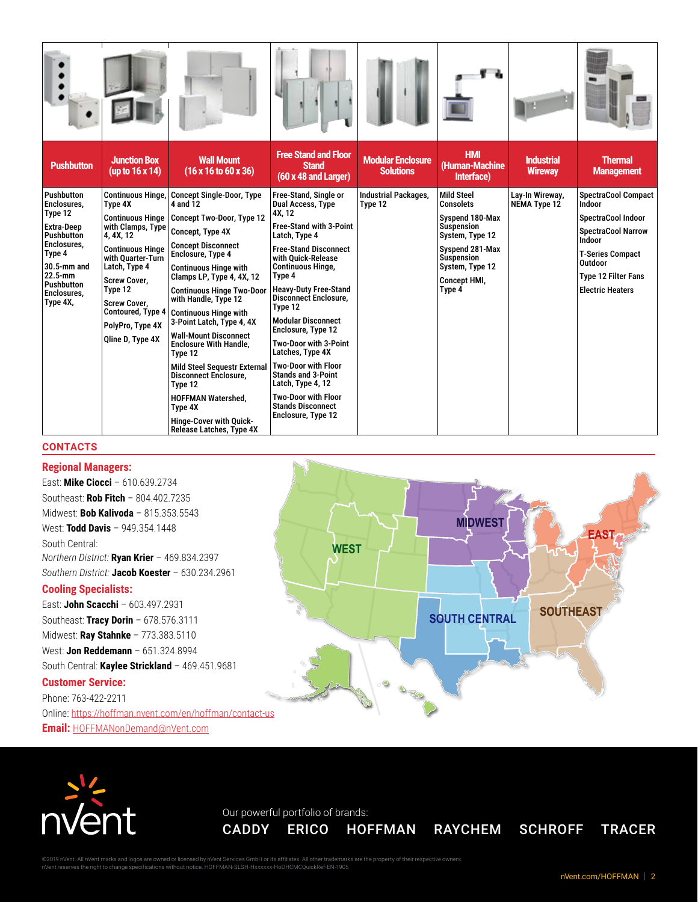| Pushbutton | Junction Box (up to 16 x 14) | Wall Mount (16 x 16 to 60 x 36) | Free Stand and Floor Stand (60 x 48 and Larger) | Modular Enclosure Solutions | HMI (Human-Machine Interface) | Industrial Wireway | Thermal Management |
|---|---|---|---|---|---|---|---|
| Pushbutton Enclosures, Type 12<br>Extra-Deep Pushbutton Enclosures, Type 4<br>30.5-mm and 22.5-mm Pushbutton Enclosures, Type 4X, | Continuous Hinge, Type 4X<br>Continuous Hinge with Clamps, Type 4, 4X, 12<br>Continuous Hinge with Quarter-Turn Latch, Type 4<br>Screw Cover, Type 12<br>Screw Cover, Contoured, Type 4<br>PolyPro, Type 4X<br>Qline D, Type 4X | Concept Single-Door, Type 4 and 12<br>Concept Two-Door, Type 12<br>Concept, Type 4X<br>Concept Disconnect Enclosure, Type 4<br>Continuous Hinge with Clamps LP, Type 4, 4X, 12<br>Continuous Hinge Two-Door with Handle, Type 12<br>Continuous Hinge with 3-Point Latch, Type 4, 4X<br>Wall-Mount Disconnect Enclosure With Handle, Type 12<br>Mild Steel Sequestr External Disconnect Enclosure, Type 12<br>HOFFMAN Watershed, Type 4X<br>Hinge-Cover with Quick-Release Latches, Type 4X | Free-Stand, Single or Dual Access, Type 4X, 12<br>Free-Stand with 3-Point Latch, Type 4<br>Free-Stand Disconnect with Quick-Release Continuous Hinge, Type 4<br>Heavy-Duty Free-Stand Disconnect Enclosure, Type 12<br>Modular Disconnect Enclosure, Type 12<br>Two-Door with 3-Point Latches, Type 4X<br>Two-Door with Floor Stands and 3-Point Latch, Type 4, 12<br>Two-Door with Floor Stands Disconnect Enclosure, Type 12 | Industrial Packages, Type 12 | Mild Steel Consolets<br>Syspend 180-Max Suspension System, Type 12<br>Syspend 281-Max Suspension System, Type 12<br>Concept HMI, Type 4 | Lay-In Wireway, NEMA Type 12 | SpectraCool Compact Indoor<br>SpectraCool Indoor<br>SpectraCool Narrow Indoor<br>T-Series Compact Outdoor<br>Type 12 Filter Fans<br>Electric Heaters |

## CONTACTS

### Regional Managers:

East: **Mike Ciocci** – 610.639.2734
Southeast: **Rob Fitch** – 804.402.7235
Midwest: **Bob Kalivoda** – 815.353.5543
West: **Todd Davis** – 949.354.1448
South Central:
*Northern District:* **Ryan Krier** – 469.834.2397
*Southern District:* **Jacob Koester** – 630.234.2961

### Cooling Specialists:

East: **John Scacchi** – 603.497.2931
Southeast: **Tracy Dorin** – 678.576.3111
Midwest: **Ray Stahnke** – 773.383.5110
West: **Jon Reddemann** – 651.324.8994
South Central: **Kaylee Strickland** – 469.451.9681

### Customer Service:

Phone: 763-422-2211
Online: https://hoffman.nvent.com/en/hoffman/contact-us
**Email:** HOFFMANOnDemand@nVent.com

WEST
MIDWEST
EAST
SOUTH CENTRAL
SOUTHEAST

Our powerful portfolio of brands:
CADDY ERICO HOFFMAN RAYCHEM SCHROFF TRACER

©2019 nVent. All nVent marks and logos are owned or licensed by nVent Services GmbH or its affiliates. All other trademarks are the property of their respective owners. nVent reserves the right to change specifications without notice. HOFFMAN-SLSH-Hxxxxxx-HoDHCMCQuickRef-EN-1905

nVent.com/HOFFMAN